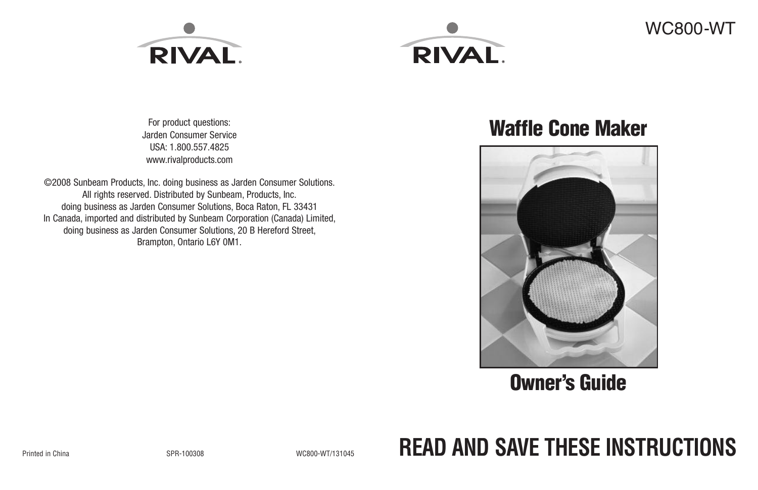RIVAL

For product questions:
Jarden Consumer Service
USA: 1.800.557.4825
www.rivalproducts.com

©2008 Sunbeam Products, Inc. doing business as Jarden Consumer Solutions.
All rights reserved. Distributed by Sunbeam, Products, Inc.
doing business as Jarden Consumer Solutions, Boca Raton, FL 33431
In Canada, imported and distributed by Sunbeam Corporation (Canada) Limited,
doing business as Jarden Consumer Solutions, 20 B Hereford Street,
Brampton, Ontario L6Y 0M1.

Printed in China SPR-100308 WC800-WT/131045

RIVAL

WC800-WT

# Waffle Cone Maker

# Owner's Guide

## READ AND SAVE THESE INSTRUCTIONS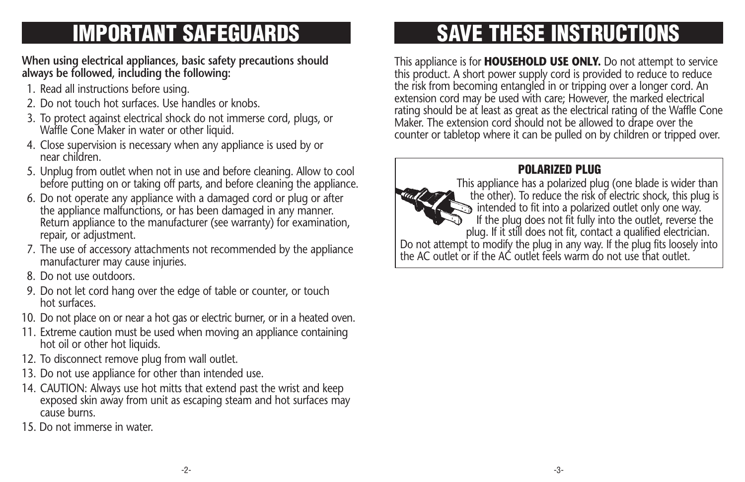# IMPORTANT SAFEGUARDS

**When using electrical appliances, basic safety precautions should always be followed, including the following:**

1. Read all instructions before using.
2. Do not touch hot surfaces. Use handles or knobs.
3. To protect against electrical shock do not immerse cord, plugs, or Waffle Cone Maker in water or other liquid.
4. Close supervision is necessary when any appliance is used by or near children.
5. Unplug from outlet when not in use and before cleaning. Allow to cool before putting on or taking off parts, and before cleaning the appliance.
6. Do not operate any appliance with a damaged cord or plug or after the appliance malfunctions, or has been damaged in any manner. Return appliance to the manufacturer (see warranty) for examination, repair, or adjustment.
7. The use of accessory attachments not recommended by the appliance manufacturer may cause injuries.
8. Do not use outdoors.
9. Do not let cord hang over the edge of table or counter, or touch hot surfaces.
10. Do not place on or near a hot gas or electric burner, or in a heated oven.
11. Extreme caution must be used when moving an appliance containing hot oil or other hot liquids.
12. To disconnect remove plug from wall outlet.
13. Do not use appliance for other than intended use.
14. CAUTION: Always use hot mitts that extend past the wrist and keep exposed skin away from unit as escaping steam and hot surfaces may cause burns.
15. Do not immerse in water.

# SAVE THESE INSTRUCTIONS

This appliance is for **HOUSEHOLD USE ONLY.** Do not attempt to service this product. A short power supply cord is provided to reduce to reduce the risk from becoming entangled in or tripping over a longer cord. An extension cord may be used with care; However, the marked electrical rating should be at least as great as the electrical rating of the Waffle Cone Maker. The extension cord should not be allowed to drape over the counter or tabletop where it can be pulled on by children or tripped over.

### POLARIZED PLUG

This appliance has a polarized plug (one blade is wider than the other). To reduce the risk of electric shock, this plug is intended to fit into a polarized outlet only one way. If the plug does not fit fully into the outlet, reverse the plug. If it still does not fit, contact a qualified electrician. Do not attempt to modify the plug in any way. If the plug fits loosely into the AC outlet or if the AC outlet feels warm do not use that outlet.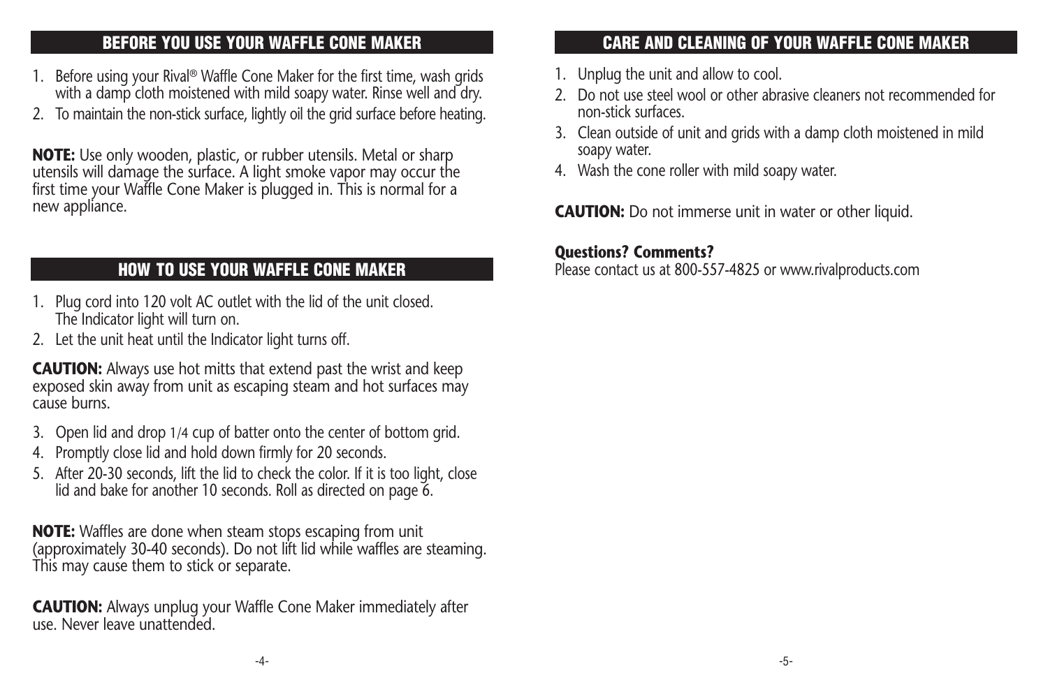## BEFORE YOU USE YOUR WAFFLE CONE MAKER

1. Before using your Rival® Waffle Cone Maker for the first time, wash grids with a damp cloth moistened with mild soapy water. Rinse well and dry.
2. To maintain the non-stick surface, lightly oil the grid surface before heating.

**NOTE:** Use only wooden, plastic, or rubber utensils. Metal or sharp utensils will damage the surface. A light smoke vapor may occur the first time your Waffle Cone Maker is plugged in. This is normal for a new appliance.

## HOW TO USE YOUR WAFFLE CONE MAKER

1. Plug cord into 120 volt AC outlet with the lid of the unit closed. The Indicator light will turn on.
2. Let the unit heat until the Indicator light turns off.

**CAUTION:** Always use hot mitts that extend past the wrist and keep exposed skin away from unit as escaping steam and hot surfaces may cause burns.

3. Open lid and drop 1/4 cup of batter onto the center of bottom grid.
4. Promptly close lid and hold down firmly for 20 seconds.
5. After 20-30 seconds, lift the lid to check the color. If it is too light, close lid and bake for another 10 seconds. Roll as directed on page 6.

**NOTE:** Waffles are done when steam stops escaping from unit (approximately 30-40 seconds). Do not lift lid while waffles are steaming. This may cause them to stick or separate.

**CAUTION:** Always unplug your Waffle Cone Maker immediately after use. Never leave unattended.

## CARE AND CLEANING OF YOUR WAFFLE CONE MAKER

1. Unplug the unit and allow to cool.
2. Do not use steel wool or other abrasive cleaners not recommended for non-stick surfaces.
3. Clean outside of unit and grids with a damp cloth moistened in mild soapy water.
4. Wash the cone roller with mild soapy water.

**CAUTION:** Do not immerse unit in water or other liquid.

**Questions? Comments?**
Please contact us at 800-557-4825 or www.rivalproducts.com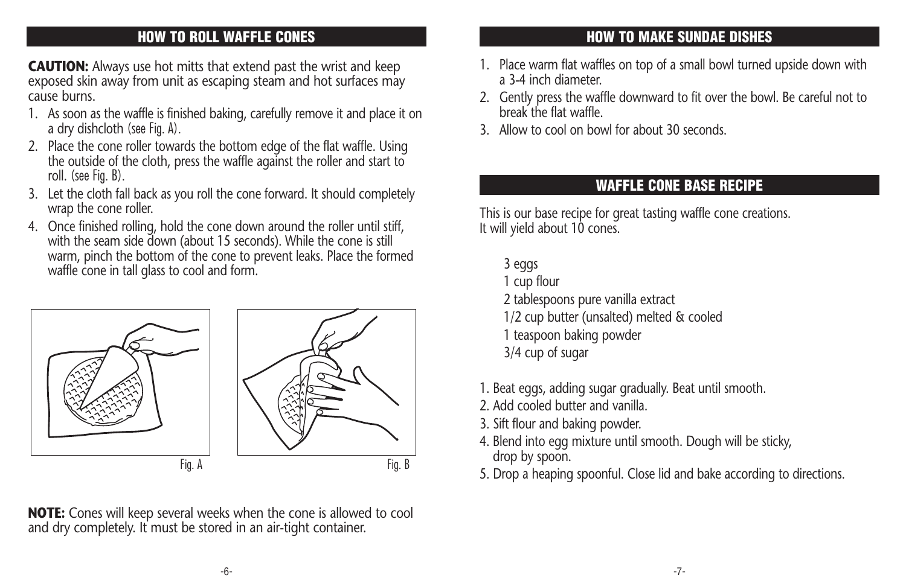## HOW TO ROLL WAFFLE CONES

**CAUTION:** Always use hot mitts that extend past the wrist and keep exposed skin away from unit as escaping steam and hot surfaces may cause burns.

1. As soon as the waffle is finished baking, carefully remove it and place it on a dry dishcloth (see Fig. A).
2. Place the cone roller towards the bottom edge of the flat waffle. Using the outside of the cloth, press the waffle against the roller and start to roll. (see Fig. B).
3. Let the cloth fall back as you roll the cone forward. It should completely wrap the cone roller.
4. Once finished rolling, hold the cone down around the roller until stiff, with the seam side down (about 15 seconds). While the cone is still warm, pinch the bottom of the cone to prevent leaks. Place the formed waffle cone in tall glass to cool and form.

Fig. A

Fig. B

**NOTE:** Cones will keep several weeks when the cone is allowed to cool and dry completely. It must be stored in an air-tight container.

## HOW TO MAKE SUNDAE DISHES

1. Place warm flat waffles on top of a small bowl turned upside down with a 3-4 inch diameter.
2. Gently press the waffle downward to fit over the bowl. Be careful not to break the flat waffle.
3. Allow to cool on bowl for about 30 seconds.

## WAFFLE CONE BASE RECIPE

This is our base recipe for great tasting waffle cone creations. It will yield about 10 cones.

3 eggs
1 cup flour
2 tablespoons pure vanilla extract
1/2 cup butter (unsalted) melted & cooled
1 teaspoon baking powder
3/4 cup of sugar

1. Beat eggs, adding sugar gradually. Beat until smooth.
2. Add cooled butter and vanilla.
3. Sift flour and baking powder.
4. Blend into egg mixture until smooth. Dough will be sticky, drop by spoon.
5. Drop a heaping spoonful. Close lid and bake according to directions.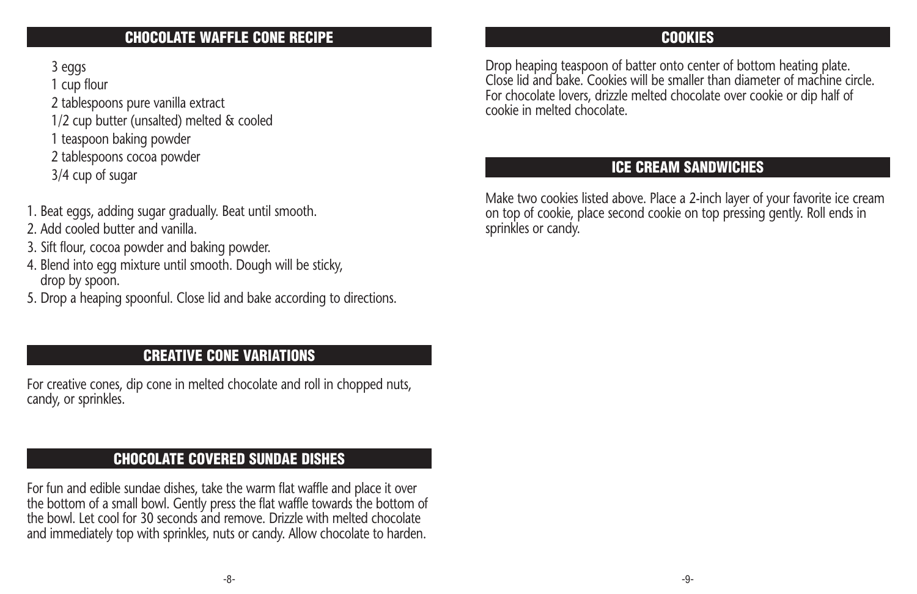## CHOCOLATE WAFFLE CONE RECIPE

- 3 eggs
- 1 cup flour
- 2 tablespoons pure vanilla extract
- 1/2 cup butter (unsalted) melted & cooled
- 1 teaspoon baking powder
- 2 tablespoons cocoa powder
- 3/4 cup of sugar

1. Beat eggs, adding sugar gradually. Beat until smooth.
2. Add cooled butter and vanilla.
3. Sift flour, cocoa powder and baking powder.
4. Blend into egg mixture until smooth. Dough will be sticky, drop by spoon.
5. Drop a heaping spoonful. Close lid and bake according to directions.

## CREATIVE CONE VARIATIONS

For creative cones, dip cone in melted chocolate and roll in chopped nuts, candy, or sprinkles.

## CHOCOLATE COVERED SUNDAE DISHES

For fun and edible sundae dishes, take the warm flat waffle and place it over the bottom of a small bowl. Gently press the flat waffle towards the bottom of the bowl. Let cool for 30 seconds and remove. Drizzle with melted chocolate and immediately top with sprinkles, nuts or candy. Allow chocolate to harden.

## COOKIES

Drop heaping teaspoon of batter onto center of bottom heating plate. Close lid and bake. Cookies will be smaller than diameter of machine circle. For chocolate lovers, drizzle melted chocolate over cookie or dip half of cookie in melted chocolate.

## ICE CREAM SANDWICHES

Make two cookies listed above. Place a 2-inch layer of your favorite ice cream on top of cookie, place second cookie on top pressing gently. Roll ends in sprinkles or candy.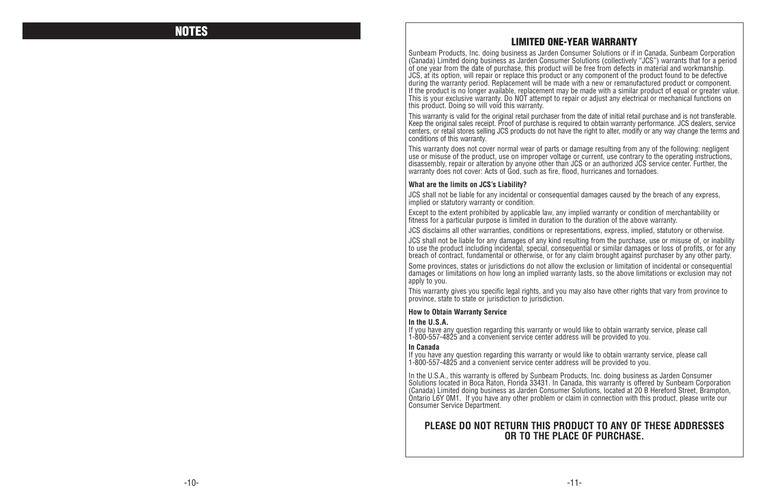## NOTES

## LIMITED ONE-YEAR WARRANTY

Sunbeam Products, Inc. doing business as Jarden Consumer Solutions or if in Canada, Sunbeam Corporation (Canada) Limited doing business as Jarden Consumer Solutions (collectively "JCS") warrants that for a period of one year from the date of purchase, this product will be free from defects in material and workmanship. JCS, at its option, will repair or replace this product or any component of the product found to be defective during the warranty period. Replacement will be made with a new or remanufactured product or component. If the product is no longer available, replacement may be made with a similar product of equal or greater value. This is your exclusive warranty. Do NOT attempt to repair or adjust any electrical or mechanical functions on this product. Doing so will void this warranty.

This warranty is valid for the original retail purchaser from the date of initial retail purchase and is not transferable. Keep the original sales receipt. Proof of purchase is required to obtain warranty performance. JCS dealers, service centers, or retail stores selling JCS products do not have the right to alter, modify or any way change the terms and conditions of this warranty.

This warranty does not cover normal wear of parts or damage resulting from any of the following: negligent use or misuse of the product, use on improper voltage or current, use contrary to the operating instructions, disassembly, repair or alteration by anyone other than JCS or an authorized JCS service center. Further, the warranty does not cover: Acts of God, such as fire, flood, hurricanes and tornadoes.

**What are the limits on JCS's Liability?**

JCS shall not be liable for any incidental or consequential damages caused by the breach of any express, implied or statutory warranty or condition.

Except to the extent prohibited by applicable law, any implied warranty or condition of merchantability or fitness for a particular purpose is limited in duration to the duration of the above warranty.

JCS disclaims all other warranties, conditions or representations, express, implied, statutory or otherwise.

JCS shall not be liable for any damages of any kind resulting from the purchase, use or misuse of, or inability to use the product including incidental, special, consequential or similar damages or loss of profits, or for any breach of contract, fundamental or otherwise, or for any claim brought against purchaser by any other party.

Some provinces, states or jurisdictions do not allow the exclusion or limitation of incidental or consequential damages or limitations on how long an implied warranty lasts, so the above limitations or exclusion may not apply to you.

This warranty gives you specific legal rights, and you may also have other rights that vary from province to province, state to state or jurisdiction to jurisdiction.

**How to Obtain Warranty Service**

**In the U.S.A.**
If you have any question regarding this warranty or would like to obtain warranty service, please call 1-800-557-4825 and a convenient service center address will be provided to you.

**In Canada**
If you have any question regarding this warranty or would like to obtain warranty service, please call 1-800-557-4825 and a convenient service center address will be provided to you.

In the U.S.A., this warranty is offered by Sunbeam Products, Inc. doing business as Jarden Consumer Solutions located in Boca Raton, Florida 33431. In Canada, this warranty is offered by Sunbeam Corporation (Canada) Limited doing business as Jarden Consumer Solutions, located at 20 B Hereford Street, Brampton, Ontario L6Y 0M1. If you have any other problem or claim in connection with this product, please write our Consumer Service Department.

**PLEASE DO NOT RETURN THIS PRODUCT TO ANY OF THESE ADDRESSES OR TO THE PLACE OF PURCHASE.**